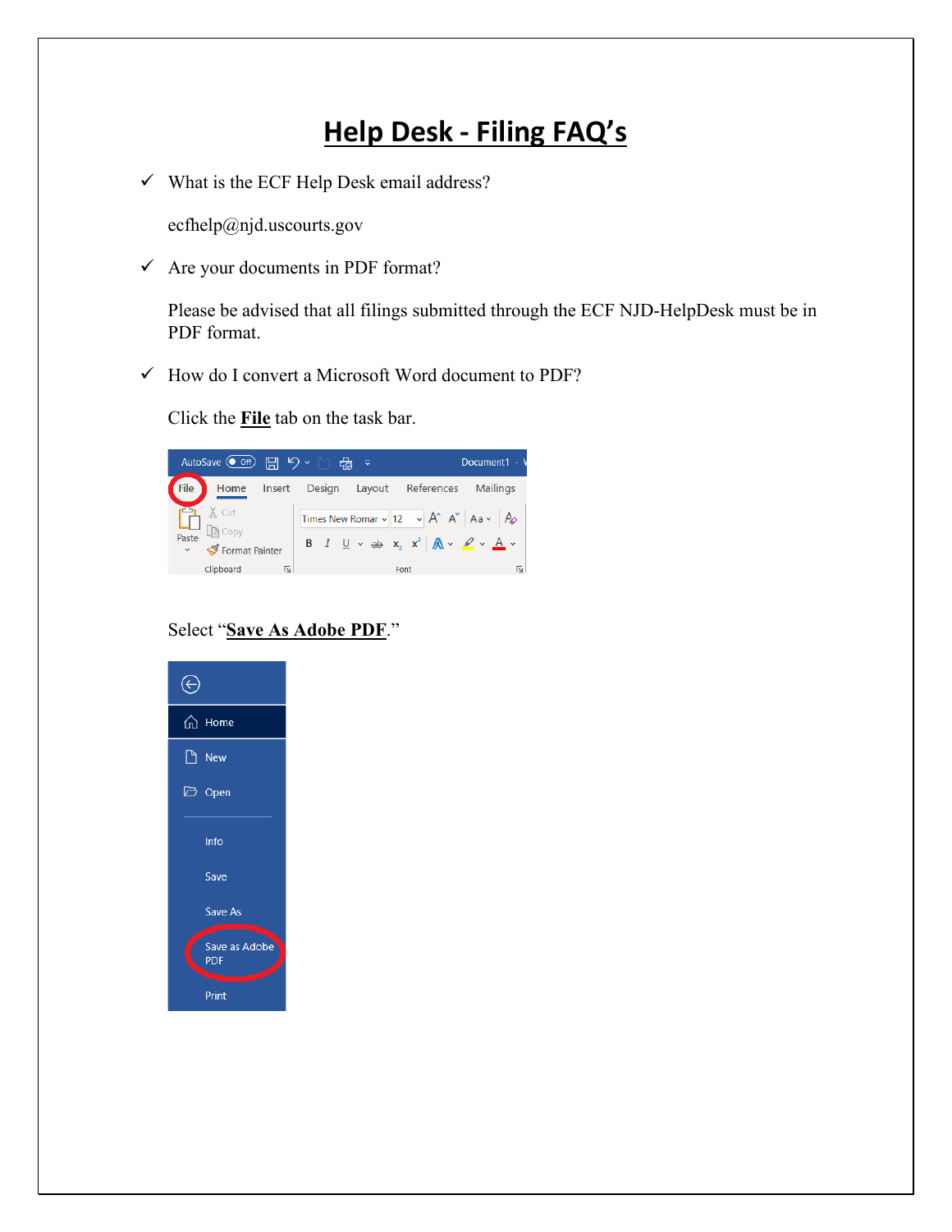# Help Desk - Filing FAQ's

- ✓ What is the ECF Help Desk email address?

  ecfhelp@njd.uscourts.gov

- ✓ Are your documents in PDF format?

  Please be advised that all filings submitted through the ECF NJD-HelpDesk must be in PDF format.

- ✓ How do I convert a Microsoft Word document to PDF?

  Click the **File** tab on the task bar.

  Select "**Save As Adobe PDF**."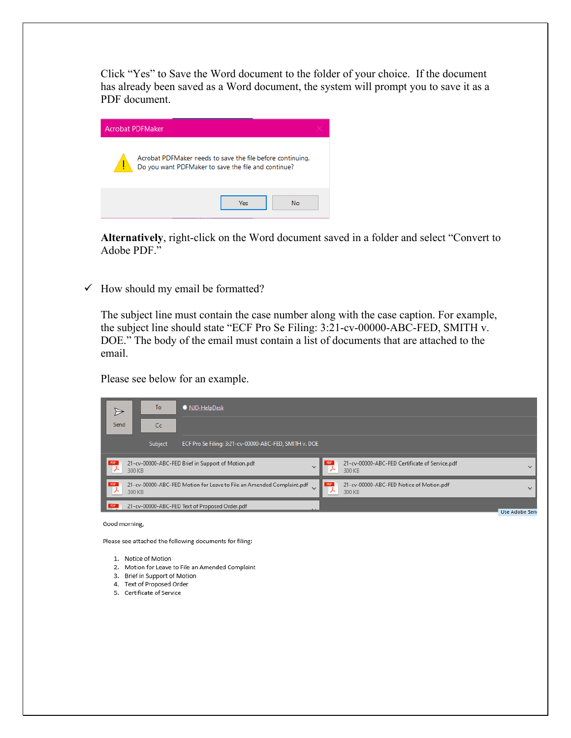Click "Yes" to Save the Word document to the folder of your choice. If the document has already been saved as a Word document, the system will prompt you to save it as a PDF document.

Acrobat PDFMaker

Acrobat PDFMaker needs to save the file before continuing.
Do you want PDFMaker to save the file and continue?

Yes No

**Alternatively**, right-click on the Word document saved in a folder and select "Convert to Adobe PDF."

✓ How should my email be formatted?

The subject line must contain the case number along with the case caption. For example, the subject line should state "ECF Pro Se Filing: 3:21-cv-00000-ABC-FED, SMITH v. DOE." The body of the email must contain a list of documents that are attached to the email.

Please see below for an example.

Send To NJD-HelpDesk
Cc
Subject ECF Pro Se Filing: 3:21-cv-00000-ABC-FED, SMITH v. DOE

21-cv-00000-ABC-FED Brief in Support of Motion.pdf 300 KB
21-cv-00000-ABC-FED Certificate of Service.pdf 300 KB
21-cv-00000-ABC-FED Motion for Leave to File an Amended Complaint.pdf 300 KB
21-cv-00000-ABC-FED Notice of Motion.pdf 300 KB
21-cv-00000-ABC-FED Text of Proposed Order.pdf

Good morning,

Please see attached the following documents for filing:

1. Notice of Motion
2. Motion for Leave to File an Amended Complaint
3. Brief in Support of Motion
4. Text of Proposed Order
5. Certificate of Service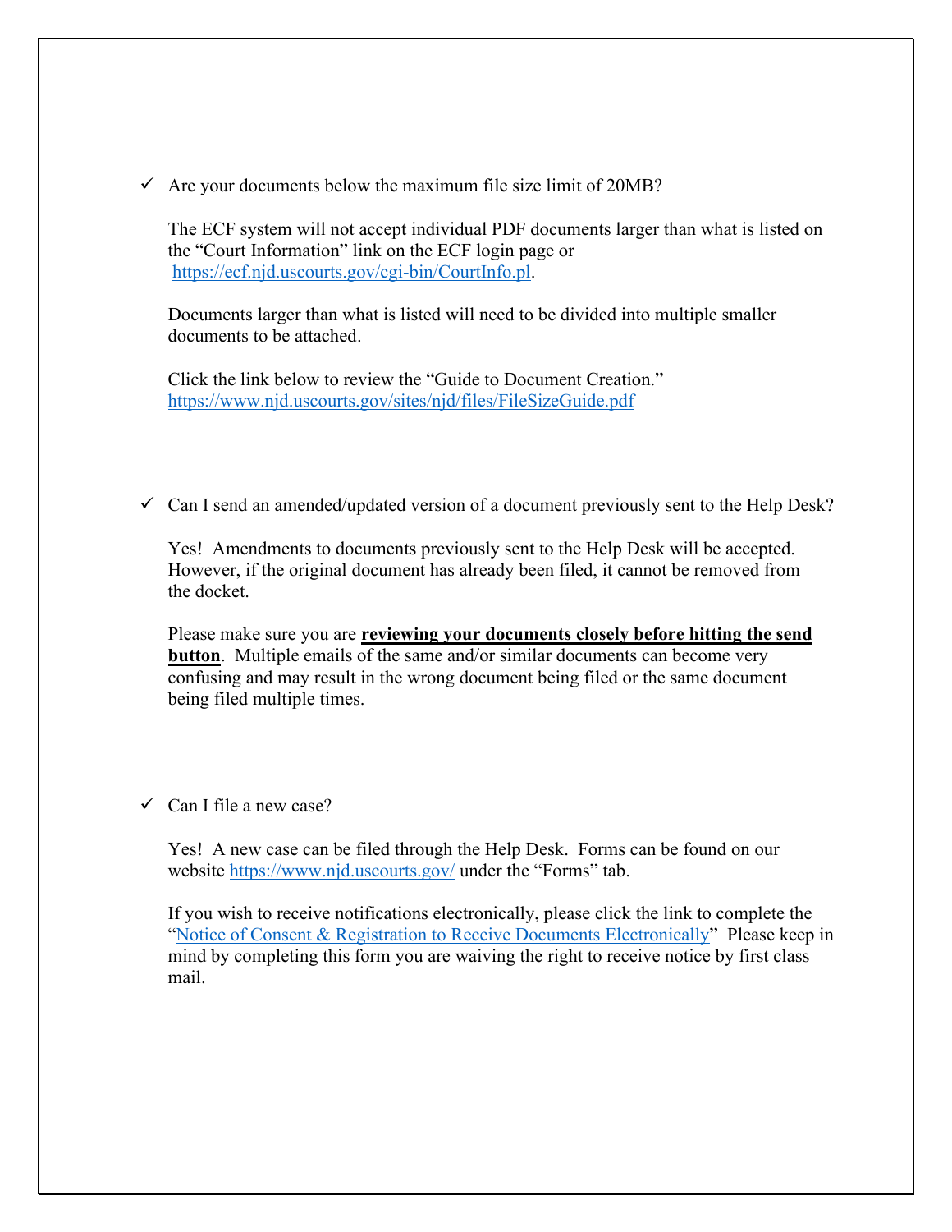✓ Are your documents below the maximum file size limit of 20MB?

The ECF system will not accept individual PDF documents larger than what is listed on the "Court Information" link on the ECF login page or https://ecf.njd.uscourts.gov/cgi-bin/CourtInfo.pl.

Documents larger than what is listed will need to be divided into multiple smaller documents to be attached.

Click the link below to review the "Guide to Document Creation." https://www.njd.uscourts.gov/sites/njd/files/FileSizeGuide.pdf

✓ Can I send an amended/updated version of a document previously sent to the Help Desk?

Yes! Amendments to documents previously sent to the Help Desk will be accepted. However, if the original document has already been filed, it cannot be removed from the docket.

Please make sure you are **reviewing your documents closely before hitting the send button**. Multiple emails of the same and/or similar documents can become very confusing and may result in the wrong document being filed or the same document being filed multiple times.

✓ Can I file a new case?

Yes! A new case can be filed through the Help Desk. Forms can be found on our website https://www.njd.uscourts.gov/ under the "Forms" tab.

If you wish to receive notifications electronically, please click the link to complete the "Notice of Consent & Registration to Receive Documents Electronically" Please keep in mind by completing this form you are waiving the right to receive notice by first class mail.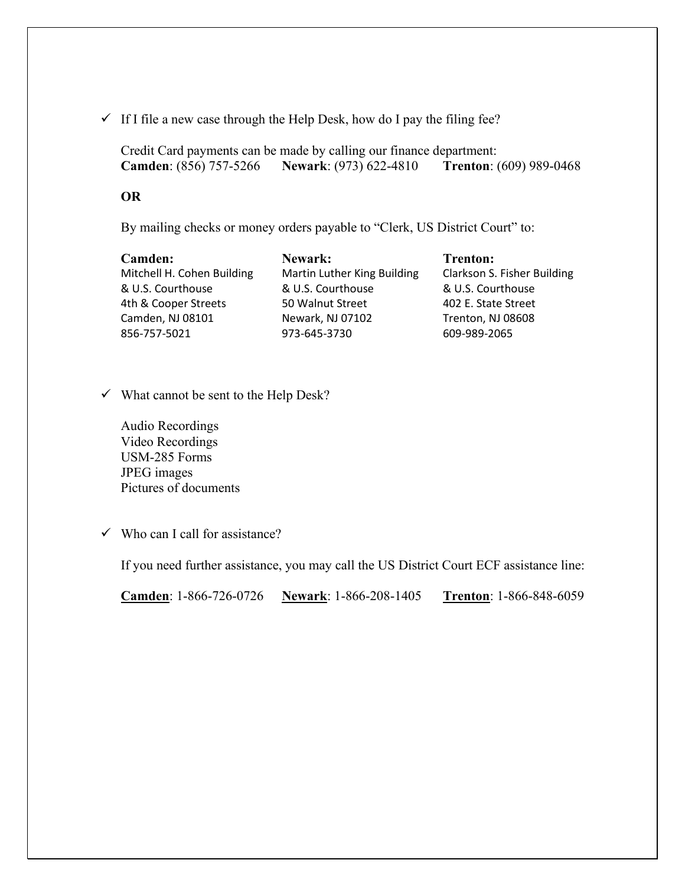- ✓ If I file a new case through the Help Desk, how do I pay the filing fee?

  Credit Card payments can be made by calling our finance department:
  **Camden**: (856) 757-5266 **Newark**: (973) 622-4810 **Trenton**: (609) 989-0468

  **OR**

  By mailing checks or money orders payable to "Clerk, US District Court" to:

  **Camden:**
  Mitchell H. Cohen Building
  & U.S. Courthouse
  4th & Cooper Streets
  Camden, NJ 08101
  856-757-5021

  **Newark:**
  Martin Luther King Building
  & U.S. Courthouse
  50 Walnut Street
  Newark, NJ 07102
  973-645-3730

  **Trenton:**
  Clarkson S. Fisher Building
  & U.S. Courthouse
  402 E. State Street
  Trenton, NJ 08608
  609-989-2065

- ✓ What cannot be sent to the Help Desk?

  Audio Recordings
  Video Recordings
  USM-285 Forms
  JPEG images
  Pictures of documents

- ✓ Who can I call for assistance?

  If you need further assistance, you may call the US District Court ECF assistance line:

  **Camden**: 1-866-726-0726 **Newark**: 1-866-208-1405 **Trenton**: 1-866-848-6059